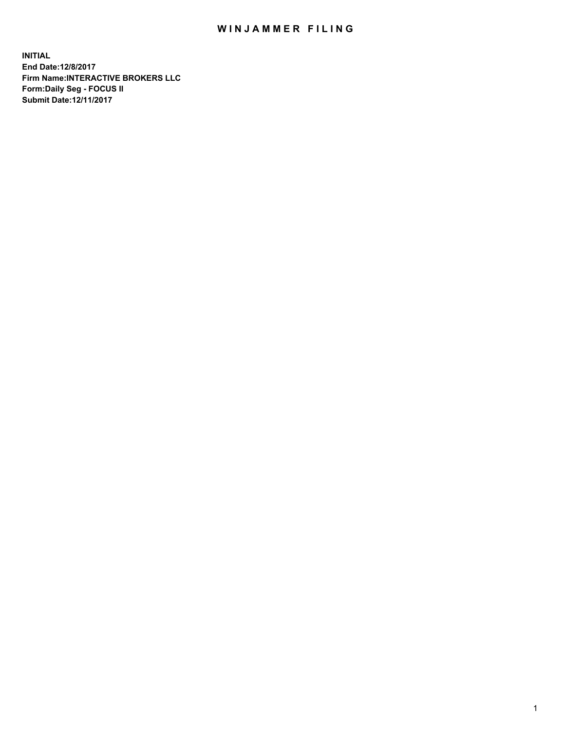# WINJAMMER FILING

**INITIAL**
**End Date:12/8/2017**
**Firm Name:INTERACTIVE BROKERS LLC**
**Form:Daily Seg - FOCUS II**
**Submit Date:12/11/2017**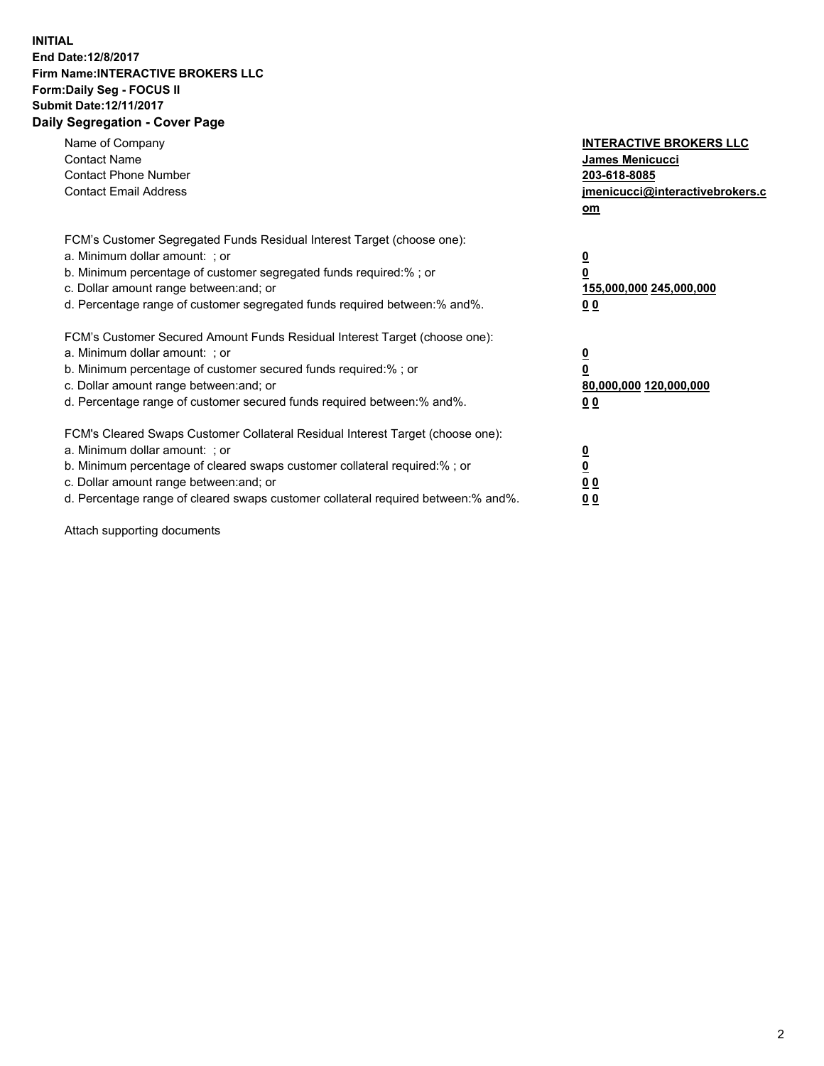**INITIAL**
**End Date:12/8/2017**
**Firm Name:INTERACTIVE BROKERS LLC**
**Form:Daily Seg - FOCUS II**
**Submit Date:12/11/2017**
**Daily Segregation - Cover Page**

| | |
|---|---|
| Name of Company | **INTERACTIVE BROKERS LLC** |
| Contact Name | **James Menicucci** |
| Contact Phone Number | **203-618-8085** |
| Contact Email Address | **jmenicucci@interactivebrokers.com** |

FCM's Customer Segregated Funds Residual Interest Target (choose one):

| | |
|---|---|
| a. Minimum dollar amount: ; or | **0** |
| b. Minimum percentage of customer segregated funds required:% ; or | **0** |
| c. Dollar amount range between:and; or | **155,000,000 245,000,000** |
| d. Percentage range of customer segregated funds required between:% and%. | **0 0** |

FCM's Customer Secured Amount Funds Residual Interest Target (choose one):

| | |
|---|---|
| a. Minimum dollar amount: ; or | **0** |
| b. Minimum percentage of customer secured funds required:% ; or | **0** |
| c. Dollar amount range between:and; or | **80,000,000 120,000,000** |
| d. Percentage range of customer secured funds required between:% and%. | **0 0** |

FCM's Cleared Swaps Customer Collateral Residual Interest Target (choose one):

| | |
|---|---|
| a. Minimum dollar amount: ; or | **0** |
| b. Minimum percentage of cleared swaps customer collateral required:% ; or | **0** |
| c. Dollar amount range between:and; or | **0 0** |
| d. Percentage range of cleared swaps customer collateral required between:% and%. | **0 0** |

Attach supporting documents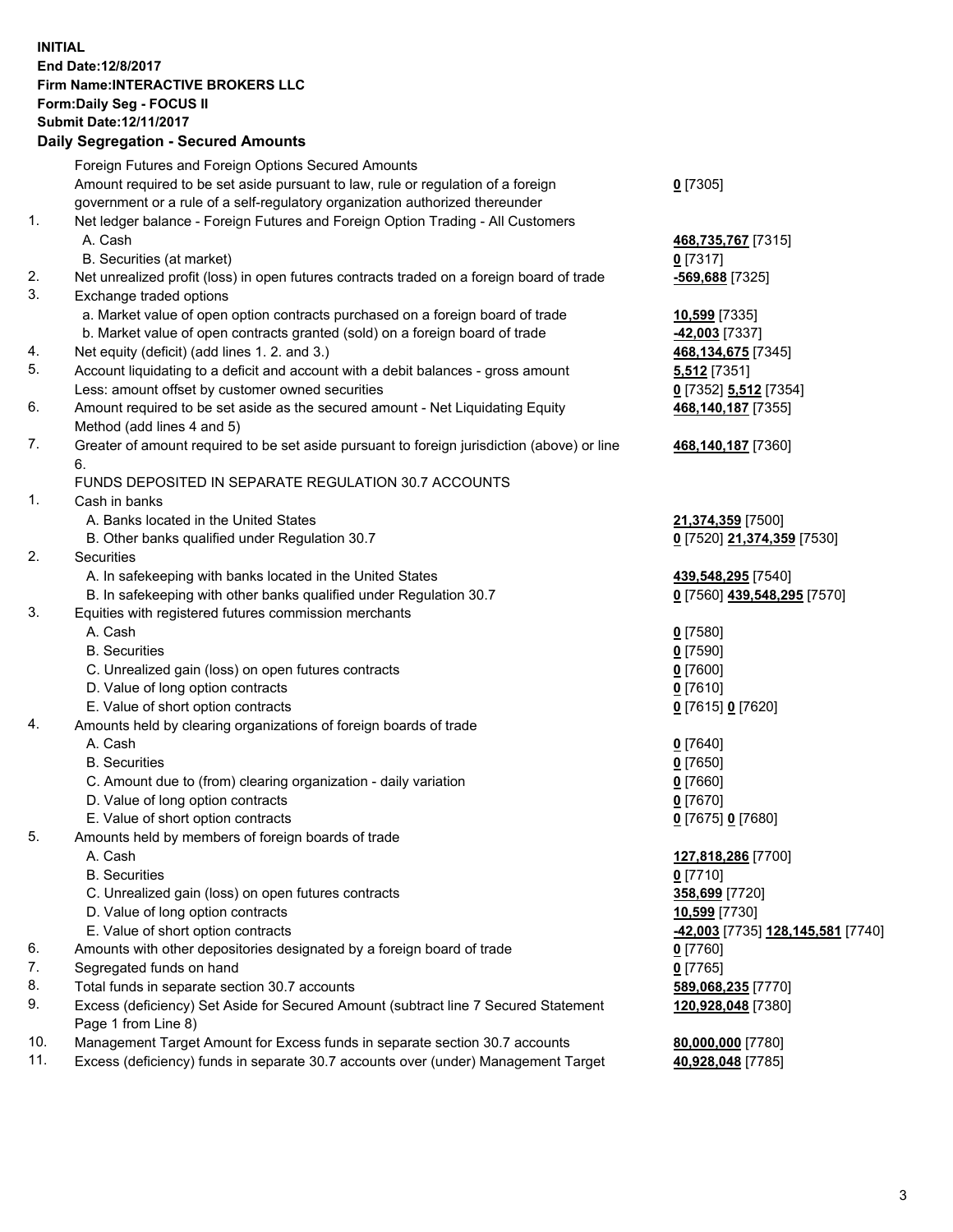**INITIAL**
**End Date:12/8/2017**
**Firm Name:INTERACTIVE BROKERS LLC**
**Form:Daily Seg - FOCUS II**
**Submit Date:12/11/2017**

## Daily Segregation - Secured Amounts

| | | |
|---|---|---|
| | Foreign Futures and Foreign Options Secured Amounts | |
| | Amount required to be set aside pursuant to law, rule or regulation of a foreign government or a rule of a self-regulatory organization authorized thereunder | **0** [7305] |
| 1. | Net ledger balance - Foreign Futures and Foreign Option Trading - All Customers | |
| | A. Cash | **468,735,767** [7315] |
| | B. Securities (at market) | **0** [7317] |
| 2. | Net unrealized profit (loss) in open futures contracts traded on a foreign board of trade | **-569,688** [7325] |
| 3. | Exchange traded options | |
| | a. Market value of open option contracts purchased on a foreign board of trade | **10,599** [7335] |
| | b. Market value of open contracts granted (sold) on a foreign board of trade | **-42,003** [7337] |
| 4. | Net equity (deficit) (add lines 1. 2. and 3.) | **468,134,675** [7345] |
| 5. | Account liquidating to a deficit and account with a debit balances - gross amount | **5,512** [7351] |
| | Less: amount offset by customer owned securities | **0** [7352] **5,512** [7354] |
| 6. | Amount required to be set aside as the secured amount - Net Liquidating Equity Method (add lines 4 and 5) | **468,140,187** [7355] |
| 7. | Greater of amount required to be set aside pursuant to foreign jurisdiction (above) or line 6. | **468,140,187** [7360] |
| | FUNDS DEPOSITED IN SEPARATE REGULATION 30.7 ACCOUNTS | |
| 1. | Cash in banks | |
| | A. Banks located in the United States | **21,374,359** [7500] |
| | B. Other banks qualified under Regulation 30.7 | **0** [7520] **21,374,359** [7530] |
| 2. | Securities | |
| | A. In safekeeping with banks located in the United States | **439,548,295** [7540] |
| | B. In safekeeping with other banks qualified under Regulation 30.7 | **0** [7560] **439,548,295** [7570] |
| 3. | Equities with registered futures commission merchants | |
| | A. Cash | **0** [7580] |
| | B. Securities | **0** [7590] |
| | C. Unrealized gain (loss) on open futures contracts | **0** [7600] |
| | D. Value of long option contracts | **0** [7610] |
| | E. Value of short option contracts | **0** [7615] **0** [7620] |
| 4. | Amounts held by clearing organizations of foreign boards of trade | |
| | A. Cash | **0** [7640] |
| | B. Securities | **0** [7650] |
| | C. Amount due to (from) clearing organization - daily variation | **0** [7660] |
| | D. Value of long option contracts | **0** [7670] |
| | E. Value of short option contracts | **0** [7675] **0** [7680] |
| 5. | Amounts held by members of foreign boards of trade | |
| | A. Cash | **127,818,286** [7700] |
| | B. Securities | **0** [7710] |
| | C. Unrealized gain (loss) on open futures contracts | **358,699** [7720] |
| | D. Value of long option contracts | **10,599** [7730] |
| | E. Value of short option contracts | **-42,003** [7735] **128,145,581** [7740] |
| 6. | Amounts with other depositories designated by a foreign board of trade | **0** [7760] |
| 7. | Segregated funds on hand | **0** [7765] |
| 8. | Total funds in separate section 30.7 accounts | **589,068,235** [7770] |
| 9. | Excess (deficiency) Set Aside for Secured Amount (subtract line 7 Secured Statement Page 1 from Line 8) | **120,928,048** [7380] |
| 10. | Management Target Amount for Excess funds in separate section 30.7 accounts | **80,000,000** [7780] |
| 11. | Excess (deficiency) funds in separate 30.7 accounts over (under) Management Target | **40,928,048** [7785] |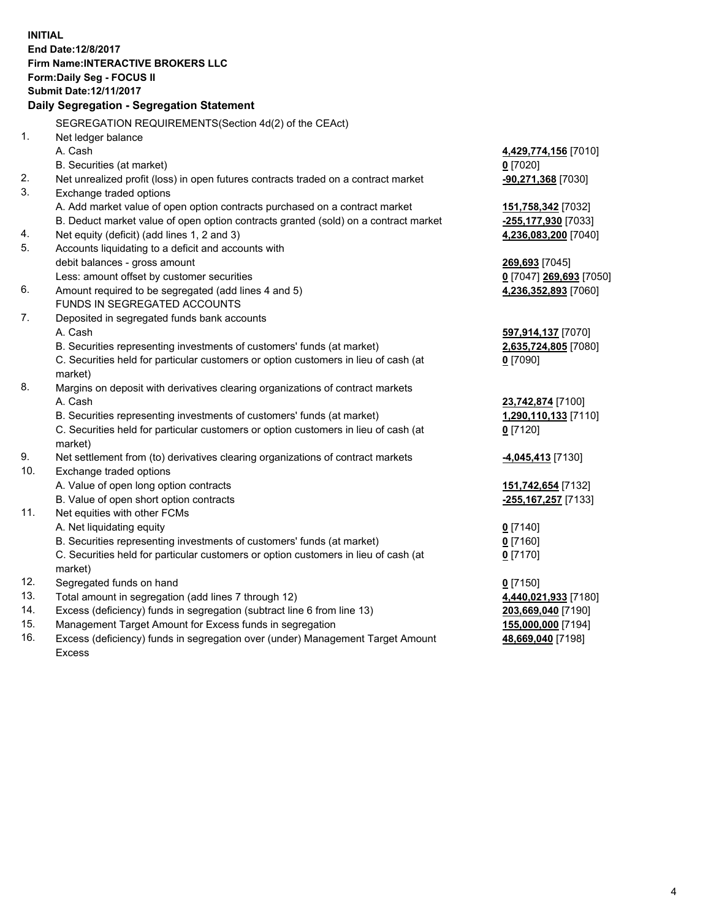**INITIAL**
**End Date:12/8/2017**
**Firm Name:INTERACTIVE BROKERS LLC**
**Form:Daily Seg - FOCUS II**
**Submit Date:12/11/2017**

## Daily Segregation - Segregation Statement

| | | |
|---|---|---|
| | SEGREGATION REQUIREMENTS(Section 4d(2) of the CEAct) | |
| 1. | Net ledger balance | |
| | A. Cash | **4,429,774,156** [7010] |
| | B. Securities (at market) | **0** [7020] |
| 2. | Net unrealized profit (loss) in open futures contracts traded on a contract market | **-90,271,368** [7030] |
| 3. | Exchange traded options | |
| | A. Add market value of open option contracts purchased on a contract market | **151,758,342** [7032] |
| | B. Deduct market value of open option contracts granted (sold) on a contract market | **-255,177,930** [7033] |
| 4. | Net equity (deficit) (add lines 1, 2 and 3) | **4,236,083,200** [7040] |
| 5. | Accounts liquidating to a deficit and accounts with | |
| | debit balances - gross amount | **269,693** [7045] |
| | Less: amount offset by customer securities | **0** [7047] **269,693** [7050] |
| 6. | Amount required to be segregated (add lines 4 and 5) | **4,236,352,893** [7060] |
| | FUNDS IN SEGREGATED ACCOUNTS | |
| 7. | Deposited in segregated funds bank accounts | |
| | A. Cash | **597,914,137** [7070] |
| | B. Securities representing investments of customers' funds (at market) | **2,635,724,805** [7080] |
| | C. Securities held for particular customers or option customers in lieu of cash (at market) | **0** [7090] |
| 8. | Margins on deposit with derivatives clearing organizations of contract markets | |
| | A. Cash | **23,742,874** [7100] |
| | B. Securities representing investments of customers' funds (at market) | **1,290,110,133** [7110] |
| | C. Securities held for particular customers or option customers in lieu of cash (at market) | **0** [7120] |
| 9. | Net settlement from (to) derivatives clearing organizations of contract markets | **-4,045,413** [7130] |
| 10. | Exchange traded options | |
| | A. Value of open long option contracts | **151,742,654** [7132] |
| | B. Value of open short option contracts | **-255,167,257** [7133] |
| 11. | Net equities with other FCMs | |
| | A. Net liquidating equity | **0** [7140] |
| | B. Securities representing investments of customers' funds (at market) | **0** [7160] |
| | C. Securities held for particular customers or option customers in lieu of cash (at market) | **0** [7170] |
| 12. | Segregated funds on hand | **0** [7150] |
| 13. | Total amount in segregation (add lines 7 through 12) | **4,440,021,933** [7180] |
| 14. | Excess (deficiency) funds in segregation (subtract line 6 from line 13) | **203,669,040** [7190] |
| 15. | Management Target Amount for Excess funds in segregation | **155,000,000** [7194] |
| 16. | Excess (deficiency) funds in segregation over (under) Management Target Amount Excess | **48,669,040** [7198] |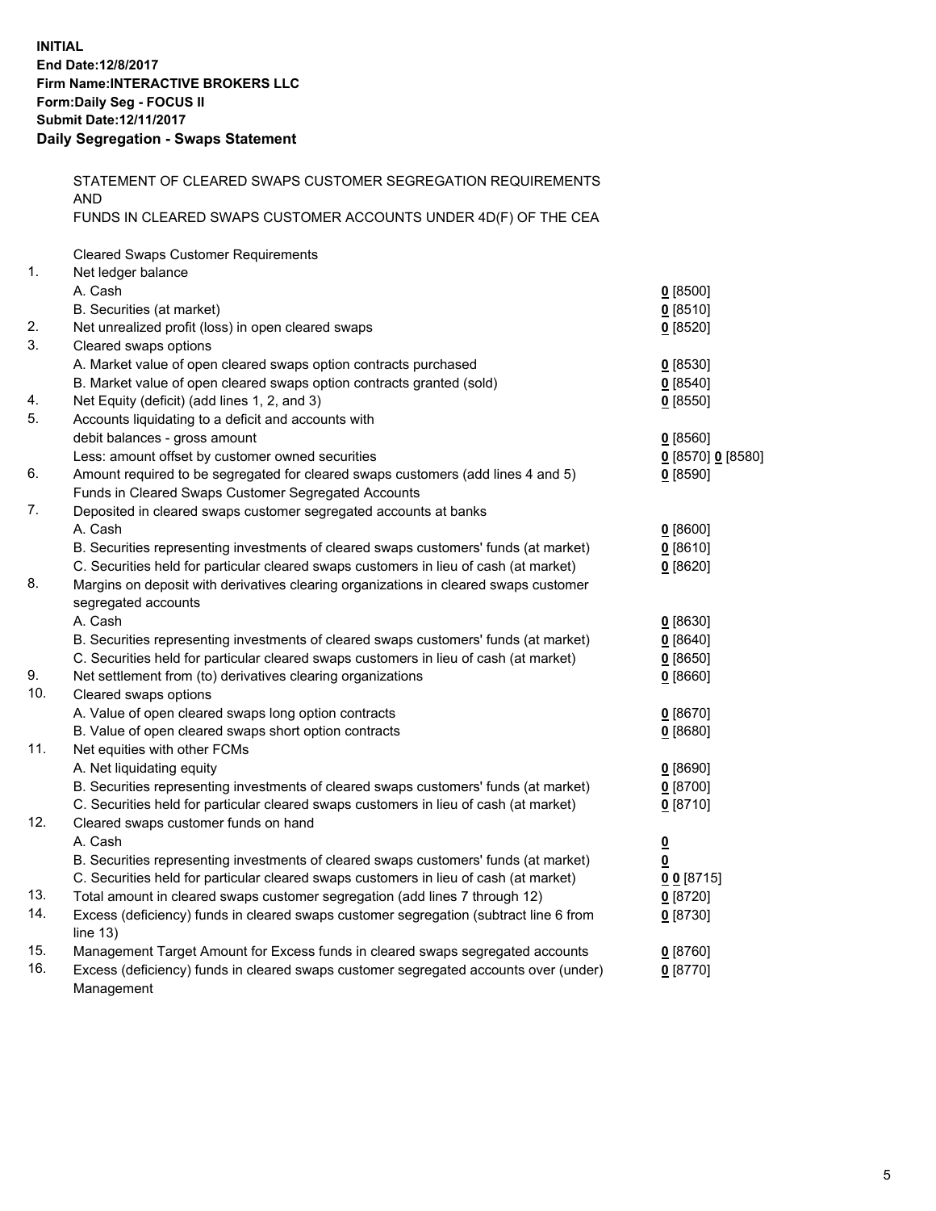**INITIAL**
**End Date:12/8/2017**
**Firm Name:INTERACTIVE BROKERS LLC**
**Form:Daily Seg - FOCUS II**
**Submit Date:12/11/2017**
**Daily Segregation - Swaps Statement**

STATEMENT OF CLEARED SWAPS CUSTOMER SEGREGATION REQUIREMENTS AND FUNDS IN CLEARED SWAPS CUSTOMER ACCOUNTS UNDER 4D(F) OF THE CEA

| | | |
|---|---|---|
| | Cleared Swaps Customer Requirements | |
| 1. | Net ledger balance | |
| | A. Cash | 0 [8500] |
| | B. Securities (at market) | 0 [8510] |
| 2. | Net unrealized profit (loss) in open cleared swaps | 0 [8520] |
| 3. | Cleared swaps options | |
| | A. Market value of open cleared swaps option contracts purchased | 0 [8530] |
| | B. Market value of open cleared swaps option contracts granted (sold) | 0 [8540] |
| 4. | Net Equity (deficit) (add lines 1, 2, and 3) | 0 [8550] |
| 5. | Accounts liquidating to a deficit and accounts with debit balances - gross amount | 0 [8560] |
| | Less: amount offset by customer owned securities | 0 [8570] 0 [8580] |
| 6. | Amount required to be segregated for cleared swaps customers (add lines 4 and 5) | 0 [8590] |
| | Funds in Cleared Swaps Customer Segregated Accounts | |
| 7. | Deposited in cleared swaps customer segregated accounts at banks | |
| | A. Cash | 0 [8600] |
| | B. Securities representing investments of cleared swaps customers' funds (at market) | 0 [8610] |
| | C. Securities held for particular cleared swaps customers in lieu of cash (at market) | 0 [8620] |
| 8. | Margins on deposit with derivatives clearing organizations in cleared swaps customer segregated accounts | |
| | A. Cash | 0 [8630] |
| | B. Securities representing investments of cleared swaps customers' funds (at market) | 0 [8640] |
| | C. Securities held for particular cleared swaps customers in lieu of cash (at market) | 0 [8650] |
| 9. | Net settlement from (to) derivatives clearing organizations | 0 [8660] |
| 10. | Cleared swaps options | |
| | A. Value of open cleared swaps long option contracts | 0 [8670] |
| | B. Value of open cleared swaps short option contracts | 0 [8680] |
| 11. | Net equities with other FCMs | |
| | A. Net liquidating equity | 0 [8690] |
| | B. Securities representing investments of cleared swaps customers' funds (at market) | 0 [8700] |
| | C. Securities held for particular cleared swaps customers in lieu of cash (at market) | 0 [8710] |
| 12. | Cleared swaps customer funds on hand | |
| | A. Cash | 0 |
| | B. Securities representing investments of cleared swaps customers' funds (at market) | 0 |
| | C. Securities held for particular cleared swaps customers in lieu of cash (at market) | 0 0 [8715] |
| 13. | Total amount in cleared swaps customer segregation (add lines 7 through 12) | 0 [8720] |
| 14. | Excess (deficiency) funds in cleared swaps customer segregation (subtract line 6 from line 13) | 0 [8730] |
| 15. | Management Target Amount for Excess funds in cleared swaps segregated accounts | 0 [8760] |
| 16. | Excess (deficiency) funds in cleared swaps customer segregated accounts over (under) Management | 0 [8770] |